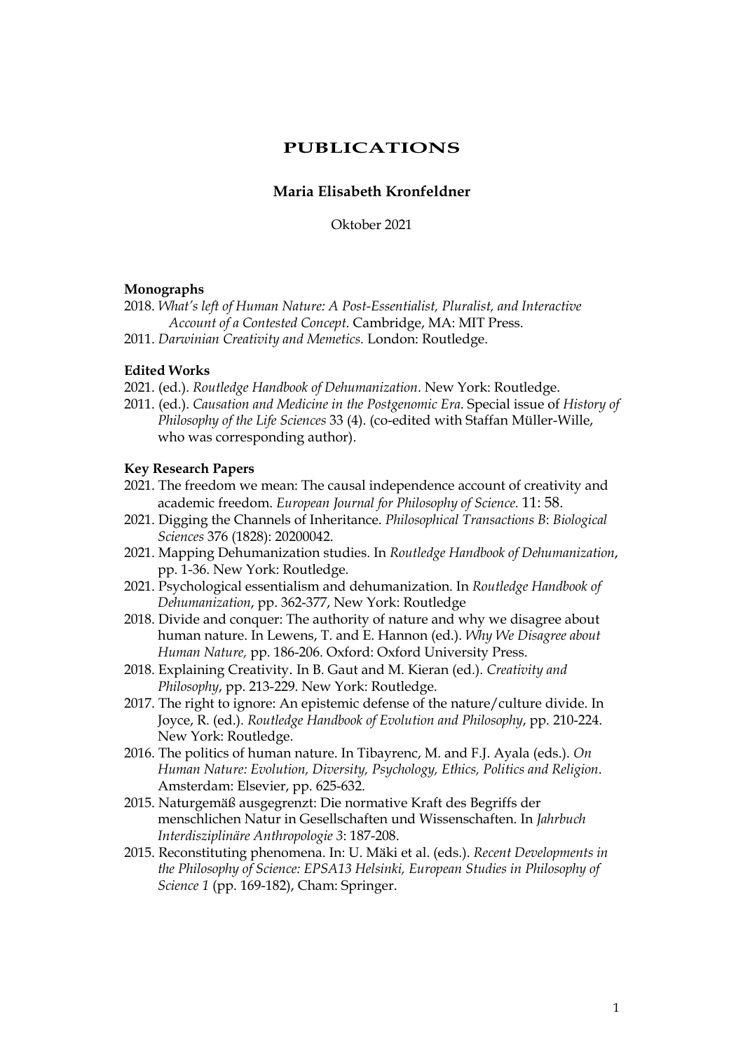# PUBLICATIONS

## Maria Elisabeth Kronfeldner

Oktober 2021

### Monographs

2018. *What's left of Human Nature: A Post-Essentialist, Pluralist, and Interactive Account of a Contested Concept*. Cambridge, MA: MIT Press.

2011. *Darwinian Creativity and Memetics*. London: Routledge.

### Edited Works

2021. (ed.). *Routledge Handbook of Dehumanization*. New York: Routledge.

2011. (ed.). *Causation and Medicine in the Postgenomic Era*. Special issue of *History of Philosophy of the Life Sciences* 33 (4). (co-edited with Staffan Müller-Wille, who was corresponding author).

### Key Research Papers

2021. The freedom we mean: The causal independence account of creativity and academic freedom. *European Journal for Philosophy of Science.* 11: 58.

2021. Digging the Channels of Inheritance. *Philosophical Transactions B*: *Biological Sciences* 376 (1828): 20200042.

2021. Mapping Dehumanization studies. In *Routledge Handbook of Dehumanization*, pp. 1-36. New York: Routledge.

2021. Psychological essentialism and dehumanization. In *Routledge Handbook of Dehumanization*, pp. 362-377, New York: Routledge

2018. Divide and conquer: The authority of nature and why we disagree about human nature. In Lewens, T. and E. Hannon (ed.). *Why We Disagree about Human Nature,* pp. 186-206. Oxford: Oxford University Press.

2018. Explaining Creativity. In B. Gaut and M. Kieran (ed.). *Creativity and Philosophy*, pp. 213-229. New York: Routledge.

2017. The right to ignore: An epistemic defense of the nature/culture divide. In Joyce, R. (ed.). *Routledge Handbook of Evolution and Philosophy*, pp. 210-224. New York: Routledge.

2016. The politics of human nature. In Tibayrenc, M. and F.J. Ayala (eds.). *On Human Nature: Evolution, Diversity, Psychology, Ethics, Politics and Religion*. Amsterdam: Elsevier, pp. 625-632.

2015. Naturgemäß ausgegrenzt: Die normative Kraft des Begriffs der menschlichen Natur in Gesellschaften und Wissenschaften. In *Jahrbuch Interdisziplinäre Anthropologie 3*: 187-208.

2015. Reconstituting phenomena. In: U. Mäki et al. (eds.). *Recent Developments in the Philosophy of Science: EPSA13 Helsinki, European Studies in Philosophy of Science 1* (pp. 169-182), Cham: Springer.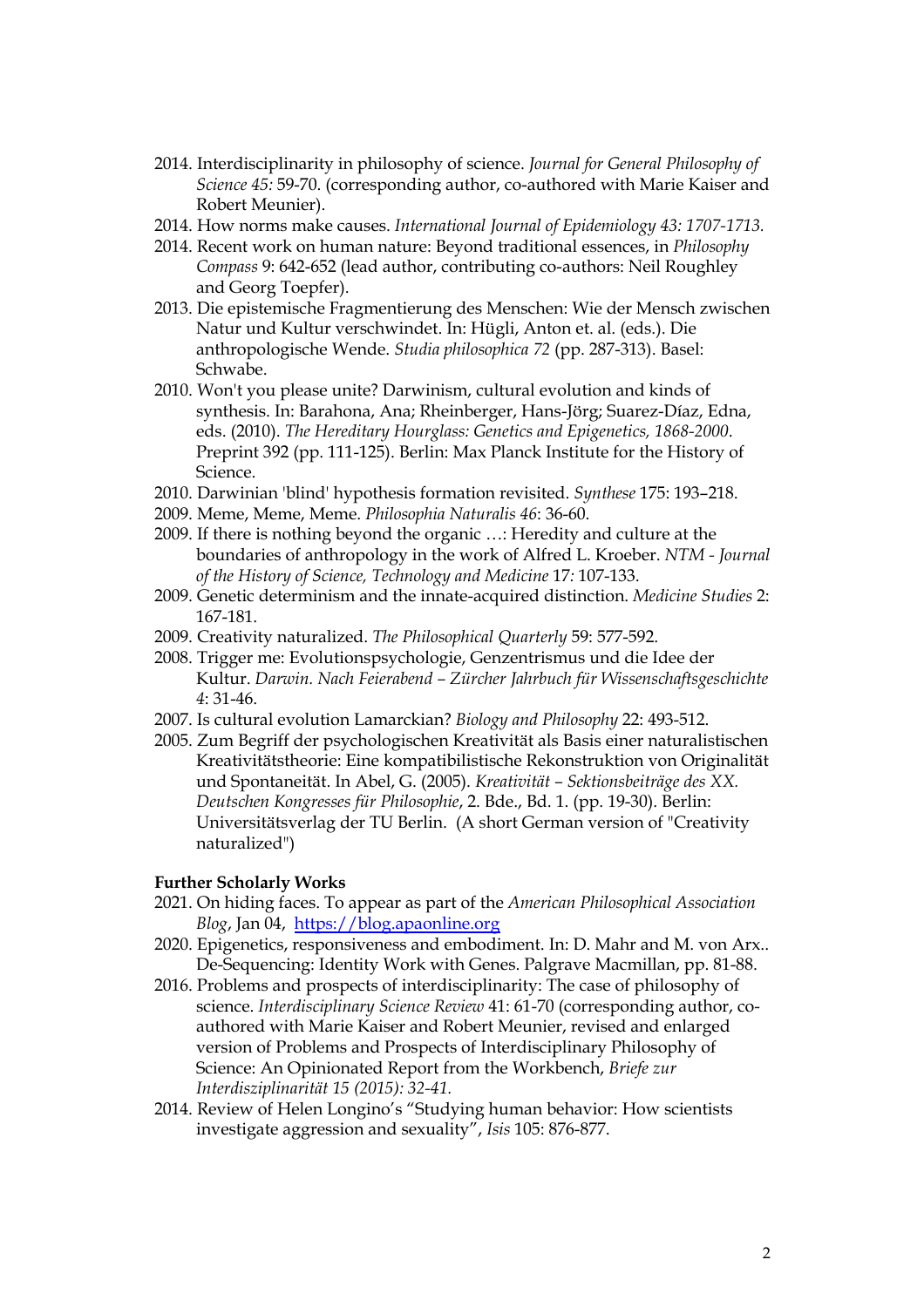2014. Interdisciplinarity in philosophy of science. *Journal for General Philosophy of Science 45:* 59-70. (corresponding author, co-authored with Marie Kaiser and Robert Meunier).

2014. How norms make causes. *International Journal of Epidemiology 43: 1707-1713.*

2014. Recent work on human nature: Beyond traditional essences, in *Philosophy Compass* 9: 642-652 (lead author, contributing co-authors: Neil Roughley and Georg Toepfer).

2013. Die epistemische Fragmentierung des Menschen: Wie der Mensch zwischen Natur und Kultur verschwindet. In: Hügli, Anton et. al. (eds.). Die anthropologische Wende. *Studia philosophica 72* (pp. 287-313). Basel: Schwabe.

2010. Won't you please unite? Darwinism, cultural evolution and kinds of synthesis. In: Barahona, Ana; Rheinberger, Hans-Jörg; Suarez-Díaz, Edna, eds. (2010). *The Hereditary Hourglass: Genetics and Epigenetics, 1868-2000*. Preprint 392 (pp. 111-125). Berlin: Max Planck Institute for the History of Science.

2010. Darwinian 'blind' hypothesis formation revisited. *Synthese* 175: 193–218.

2009. Meme, Meme, Meme. *Philosophia Naturalis 46*: 36-60.

2009. If there is nothing beyond the organic …: Heredity and culture at the boundaries of anthropology in the work of Alfred L. Kroeber. *NTM - Journal of the History of Science, Technology and Medicine* 17*:* 107-133.

2009. Genetic determinism and the innate-acquired distinction. *Medicine Studies* 2: 167-181.

2009. Creativity naturalized. *The Philosophical Quarterly* 59: 577-592.

2008. Trigger me: Evolutionspsychologie, Genzentrismus und die Idee der Kultur. *Darwin. Nach Feierabend – Zürcher Jahrbuch für Wissenschaftsgeschichte 4*: 31-46.

2007. Is cultural evolution Lamarckian? *Biology and Philosophy* 22: 493-512.

2005. Zum Begriff der psychologischen Kreativität als Basis einer naturalistischen Kreativitätstheorie: Eine kompatibilistische Rekonstruktion von Originalität und Spontaneität. In Abel, G. (2005). *Kreativität – Sektionsbeiträge des XX. Deutschen Kongresses für Philosophie*, 2. Bde., Bd. 1. (pp. 19-30). Berlin: Universitätsverlag der TU Berlin. (A short German version of "Creativity naturalized")

**Further Scholarly Works**

2021. On hiding faces. To appear as part of the *American Philosophical Association Blog*, Jan 04, [https://blog.apaonline.org](https://blog.apaonline.org)

2020. Epigenetics, responsiveness and embodiment. In: D. Mahr and M. von Arx.. De-Sequencing: Identity Work with Genes. Palgrave Macmillan, pp. 81-88.

2016. Problems and prospects of interdisciplinarity: The case of philosophy of science. *Interdisciplinary Science Review* 41: 61-70 (corresponding author, co-authored with Marie Kaiser and Robert Meunier, revised and enlarged version of Problems and Prospects of Interdisciplinary Philosophy of Science: An Opinionated Report from the Workbench, *Briefe zur Interdisziplinarität 15 (2015): 32-41.*

2014. Review of Helen Longino's "Studying human behavior: How scientists investigate aggression and sexuality", *Isis* 105: 876-877.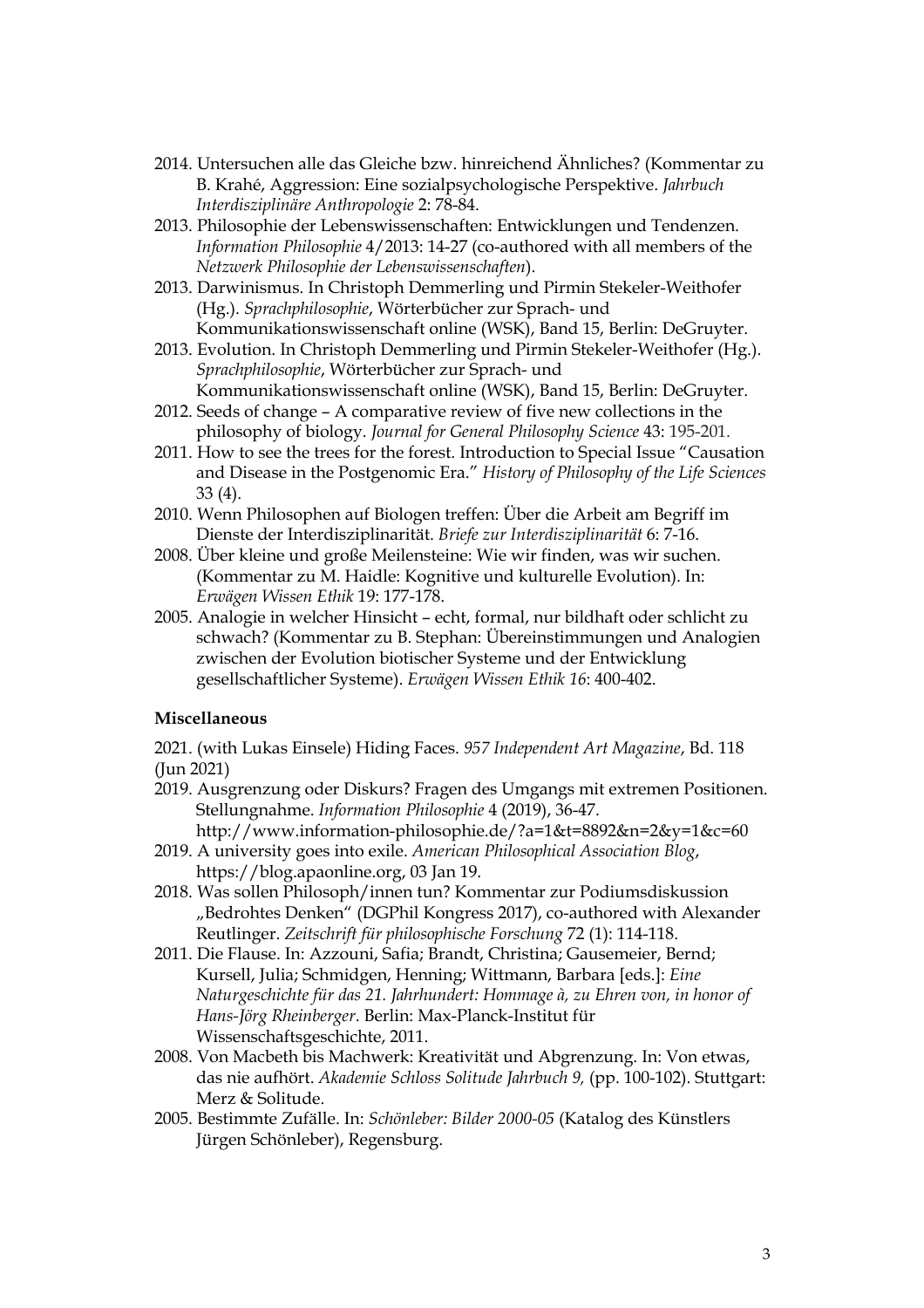2014. Untersuchen alle das Gleiche bzw. hinreichend Ähnliches? (Kommentar zu B. Krahé, Aggression: Eine sozialpsychologische Perspektive. *Jahrbuch Interdisziplinäre Anthropologie* 2: 78-84.

2013. Philosophie der Lebenswissenschaften: Entwicklungen und Tendenzen. *Information Philosophie* 4/2013: 14-27 (co-authored with all members of the *Netzwerk Philosophie der Lebenswissenschaften*).

2013. Darwinismus. In Christoph Demmerling und Pirmin Stekeler-Weithofer (Hg.). *Sprachphilosophie*, Wörterbücher zur Sprach- und Kommunikationswissenschaft online (WSK), Band 15, Berlin: DeGruyter.

2013. Evolution. In Christoph Demmerling und Pirmin Stekeler-Weithofer (Hg.). *Sprachphilosophie*, Wörterbücher zur Sprach- und Kommunikationswissenschaft online (WSK), Band 15, Berlin: DeGruyter.

2012. Seeds of change – A comparative review of five new collections in the philosophy of biology. *Journal for General Philosophy Science* 43: 195-201.

2011. How to see the trees for the forest. Introduction to Special Issue "Causation and Disease in the Postgenomic Era." *History of Philosophy of the Life Sciences* 33 (4).

2010. Wenn Philosophen auf Biologen treffen: Über die Arbeit am Begriff im Dienste der Interdisziplinarität. *Briefe zur Interdisziplinarität* 6: 7-16.

2008. Über kleine und große Meilensteine: Wie wir finden, was wir suchen. (Kommentar zu M. Haidle: Kognitive und kulturelle Evolution). In: *Erwägen Wissen Ethik* 19: 177-178.

2005. Analogie in welcher Hinsicht – echt, formal, nur bildhaft oder schlicht zu schwach? (Kommentar zu B. Stephan: Übereinstimmungen und Analogien zwischen der Evolution biotischer Systeme und der Entwicklung gesellschaftlicher Systeme). *Erwägen Wissen Ethik 16*: 400-402.

**Miscellaneous**

2021. (with Lukas Einsele) Hiding Faces. *957 Independent Art Magazine*, Bd. 118 (Jun 2021)

2019. Ausgrenzung oder Diskurs? Fragen des Umgangs mit extremen Positionen. Stellungnahme. *Information Philosophie* 4 (2019), 36-47. http://www.information-philosophie.de/?a=1&t=8892&n=2&y=1&c=60

2019. A university goes into exile. *American Philosophical Association Blog*, https://blog.apaonline.org, 03 Jan 19.

2018. Was sollen Philosoph/innen tun? Kommentar zur Podiumsdiskussion „Bedrohtes Denken" (DGPhil Kongress 2017), co-authored with Alexander Reutlinger. *Zeitschrift für philosophische Forschung* 72 (1): 114-118.

2011. Die Flause. In: Azzouni, Safia; Brandt, Christina; Gausemeier, Bernd; Kursell, Julia; Schmidgen, Henning; Wittmann, Barbara [eds.]: *Eine Naturgeschichte für das 21. Jahrhundert: Hommage à, zu Ehren von, in honor of Hans-Jörg Rheinberger*. Berlin: Max-Planck-Institut für Wissenschaftsgeschichte, 2011.

2008. Von Macbeth bis Machwerk: Kreativität und Abgrenzung. In: Von etwas, das nie aufhört. *Akademie Schloss Solitude Jahrbuch 9,* (pp. 100-102). Stuttgart: Merz & Solitude.

2005. Bestimmte Zufälle. In: *Schönleber: Bilder 2000-05* (Katalog des Künstlers Jürgen Schönleber), Regensburg.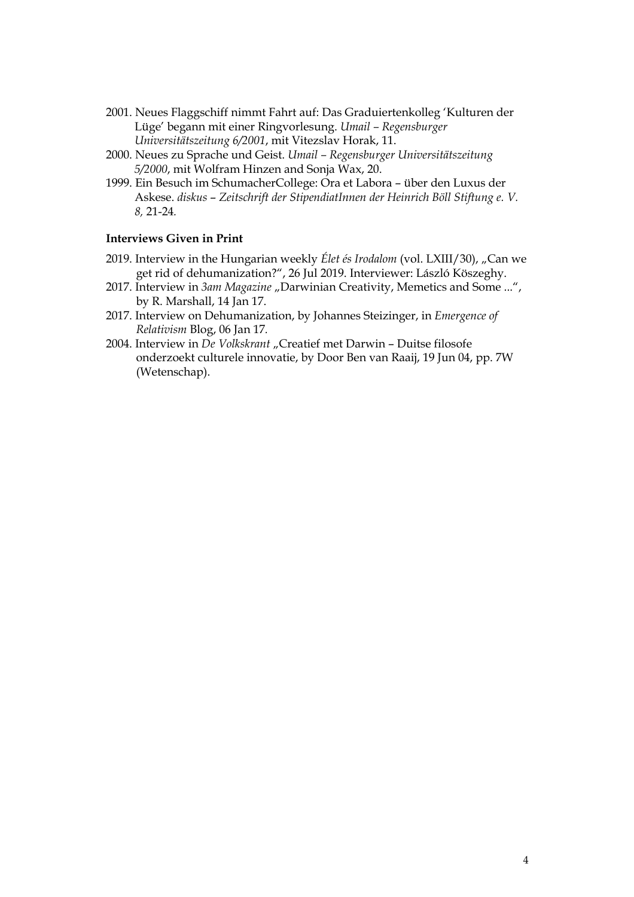2001. Neues Flaggschiff nimmt Fahrt auf: Das Graduiertenkolleg 'Kulturen der Lüge' begann mit einer Ringvorlesung. *Umail – Regensburger Universitätszeitung 6/2001*, mit Vitezslav Horak, 11.

2000. Neues zu Sprache und Geist. *Umail – Regensburger Universitätszeitung 5/2000*, mit Wolfram Hinzen and Sonja Wax, 20.

1999. Ein Besuch im SchumacherCollege: Ora et Labora – über den Luxus der Askese. *diskus – Zeitschrift der StipendiatInnen der Heinrich Böll Stiftung e. V. 8,* 21-24.

**Interviews Given in Print**

2019. Interview in the Hungarian weekly *Élet és Irodalom* (vol. LXIII/30), „Can we get rid of dehumanization?", 26 Jul 2019. Interviewer: László Köszeghy.

2017. Interview in *3am Magazine* „Darwinian Creativity, Memetics and Some ...", by R. Marshall, 14 Jan 17.

2017. Interview on Dehumanization, by Johannes Steizinger, in *Emergence of Relativism* Blog, 06 Jan 17.

2004. Interview in *De Volkskrant* „Creatief met Darwin – Duitse filosofe onderzoekt culturele innovatie, by Door Ben van Raaij, 19 Jun 04, pp. 7W (Wetenschap).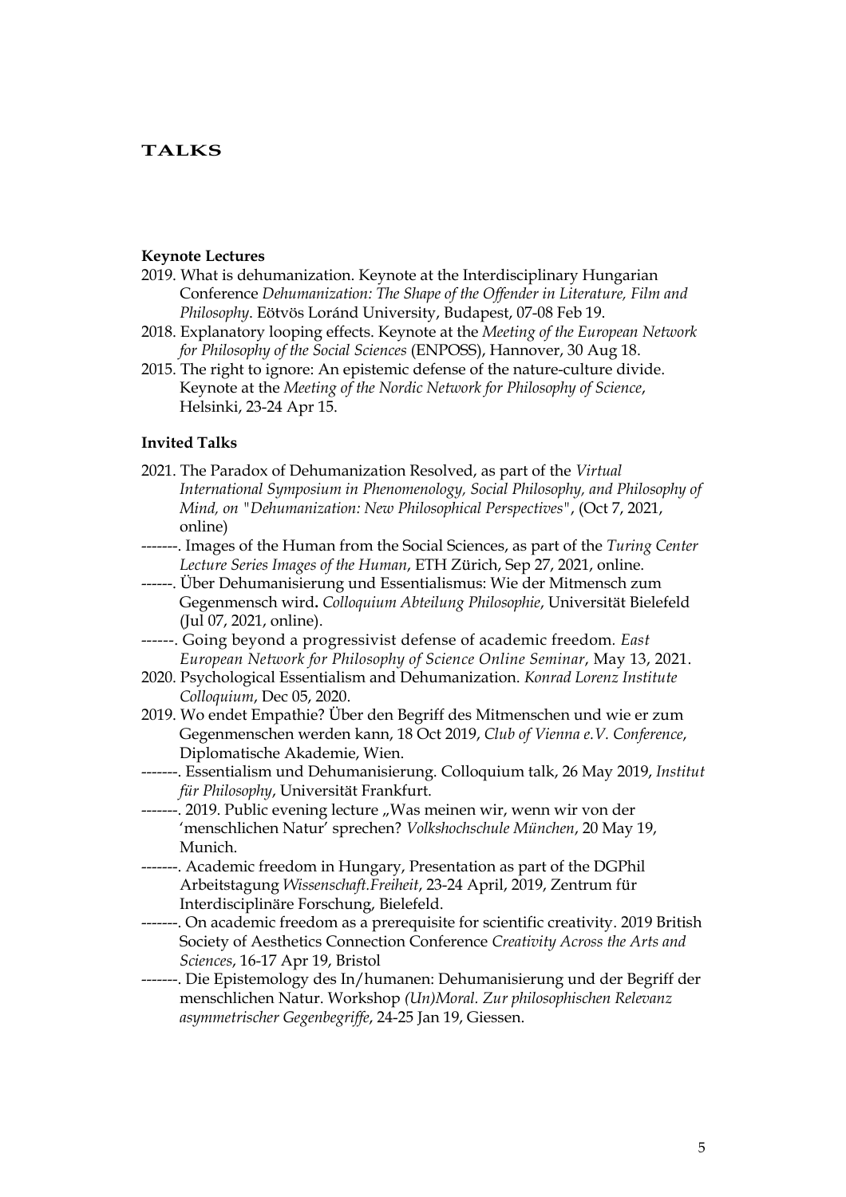# TALKS

**Keynote Lectures**

2019. What is dehumanization. Keynote at the Interdisciplinary Hungarian Conference *Dehumanization: The Shape of the Offender in Literature, Film and Philosophy*. Eötvös Loránd University, Budapest, 07-08 Feb 19.

2018. Explanatory looping effects. Keynote at the *Meeting of the European Network for Philosophy of the Social Sciences* (ENPOSS), Hannover, 30 Aug 18.

2015. The right to ignore: An epistemic defense of the nature-culture divide. Keynote at the *Meeting of the Nordic Network for Philosophy of Science*, Helsinki, 23-24 Apr 15.

**Invited Talks**

2021. The Paradox of Dehumanization Resolved, as part of the *Virtual International Symposium in Phenomenology, Social Philosophy, and Philosophy of Mind, on "Dehumanization: New Philosophical Perspectives"*, (Oct 7, 2021, online)

-------. Images of the Human from the Social Sciences, as part of the *Turing Center Lecture Series Images of the Human*, ETH Zürich, Sep 27, 2021, online.

------. Über Dehumanisierung und Essentialismus: Wie der Mitmensch zum Gegenmensch wird**.** *Colloquium Abteilung Philosophie*, Universität Bielefeld (Jul 07, 2021, online).

------. Going beyond a progressivist defense of academic freedom. *East European Network for Philosophy of Science Online Seminar*, May 13, 2021.

2020. Psychological Essentialism and Dehumanization. *Konrad Lorenz Institute Colloquium*, Dec 05, 2020.

2019. Wo endet Empathie? Über den Begriff des Mitmenschen und wie er zum Gegenmenschen werden kann, 18 Oct 2019, *Club of Vienna e.V. Conference*, Diplomatische Akademie, Wien.

-------. Essentialism und Dehumanisierung. Colloquium talk, 26 May 2019, *Institut für Philosophy*, Universität Frankfurt.

-------. 2019. Public evening lecture „Was meinen wir, wenn wir von der 'menschlichen Natur' sprechen? *Volkshochschule München*, 20 May 19, Munich.

-------. Academic freedom in Hungary, Presentation as part of the DGPhil Arbeitstagung *Wissenschaft.Freiheit*, 23-24 April, 2019, Zentrum für Interdisciplinäre Forschung, Bielefeld.

-------. On academic freedom as a prerequisite for scientific creativity. 2019 British Society of Aesthetics Connection Conference *Creativity Across the Arts and Sciences*, 16-17 Apr 19, Bristol

-------. Die Epistemology des In/humanen: Dehumanisierung und der Begriff der menschlichen Natur. Workshop *(Un)Moral. Zur philosophischen Relevanz asymmetrischer Gegenbegriffe*, 24-25 Jan 19, Giessen.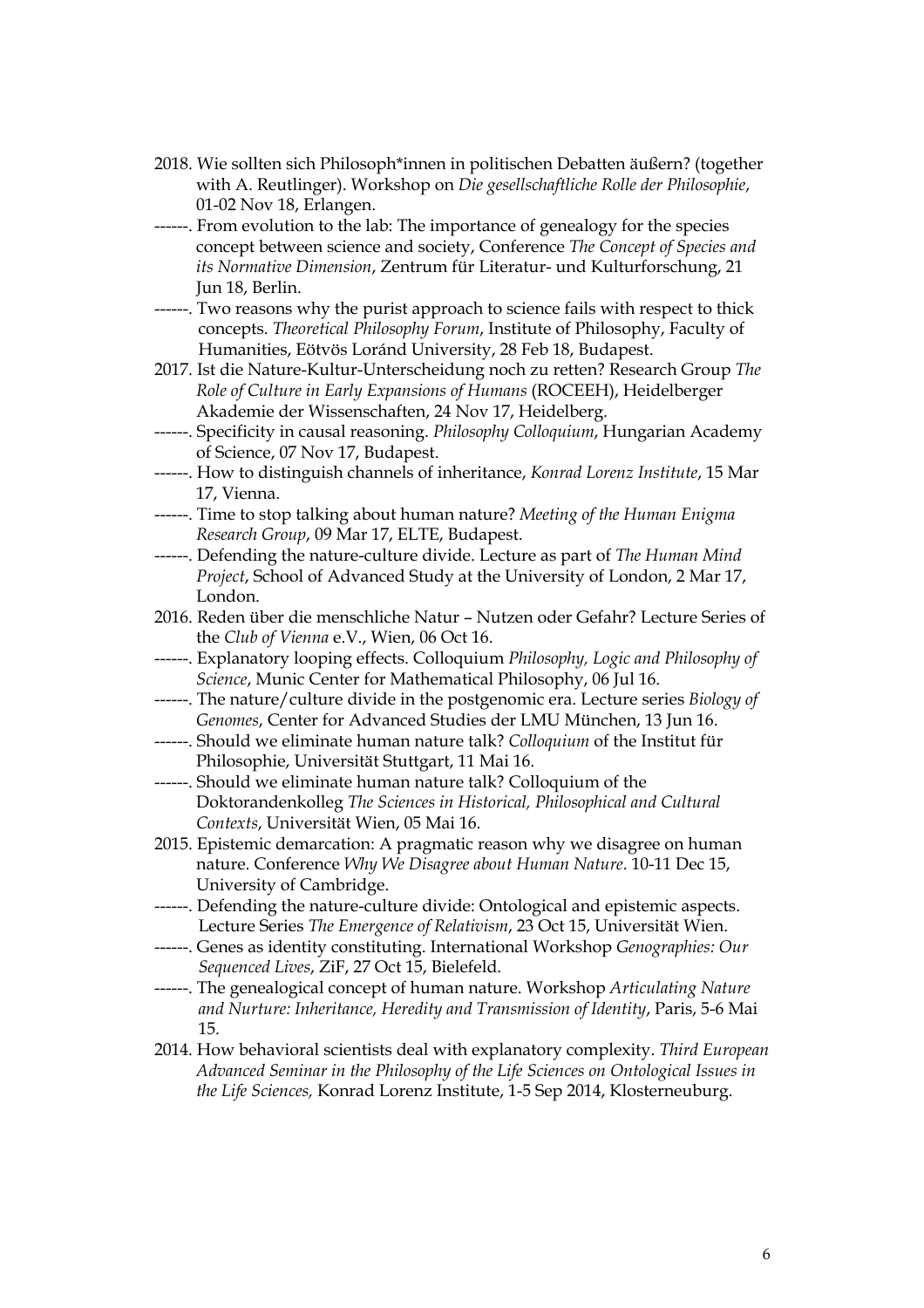2018. Wie sollten sich Philosoph*innen in politischen Debatten äußern? (together with A. Reutlinger). Workshop on *Die gesellschaftliche Rolle der Philosophie*, 01-02 Nov 18, Erlangen.

------. From evolution to the lab: The importance of genealogy for the species concept between science and society, Conference *The Concept of Species and its Normative Dimension*, Zentrum für Literatur- und Kulturforschung, 21 Jun 18, Berlin.

------. Two reasons why the purist approach to science fails with respect to thick concepts. *Theoretical Philosophy Forum*, Institute of Philosophy, Faculty of Humanities, Eötvös Loránd University, 28 Feb 18, Budapest.

2017. Ist die Nature-Kultur-Unterscheidung noch zu retten? Research Group *The Role of Culture in Early Expansions of Humans* (ROCEEH), Heidelberger Akademie der Wissenschaften, 24 Nov 17, Heidelberg.

------. Specificity in causal reasoning. *Philosophy Colloquium*, Hungarian Academy of Science, 07 Nov 17, Budapest.

------. How to distinguish channels of inheritance, *Konrad Lorenz Institute*, 15 Mar 17, Vienna.

------. Time to stop talking about human nature? *Meeting of the Human Enigma Research Group*, 09 Mar 17, ELTE, Budapest.

------. Defending the nature-culture divide. Lecture as part of *The Human Mind Project*, School of Advanced Study at the University of London, 2 Mar 17, London.

2016. Reden über die menschliche Natur – Nutzen oder Gefahr? Lecture Series of the *Club of Vienna* e.V., Wien, 06 Oct 16.

------. Explanatory looping effects. Colloquium *Philosophy, Logic and Philosophy of Science*, Munic Center for Mathematical Philosophy, 06 Jul 16.

------. The nature/culture divide in the postgenomic era. Lecture series *Biology of Genomes*, Center for Advanced Studies der LMU München, 13 Jun 16.

------. Should we eliminate human nature talk? *Colloquium* of the Institut für Philosophie, Universität Stuttgart, 11 Mai 16.

------. Should we eliminate human nature talk? Colloquium of the Doktorandenkolleg *The Sciences in Historical, Philosophical and Cultural Contexts*, Universität Wien, 05 Mai 16.

2015. Epistemic demarcation: A pragmatic reason why we disagree on human nature. Conference *Why We Disagree about Human Nature*. 10-11 Dec 15, University of Cambridge.

------. Defending the nature-culture divide: Ontological and epistemic aspects. Lecture Series *The Emergence of Relativism*, 23 Oct 15, Universität Wien.

------. Genes as identity constituting. International Workshop *Genographies: Our Sequenced Lives*, ZiF, 27 Oct 15, Bielefeld.

------. The genealogical concept of human nature. Workshop *Articulating Nature and Nurture: Inheritance, Heredity and Transmission of Identity*, Paris, 5-6 Mai 15.

2014. How behavioral scientists deal with explanatory complexity. *Third European Advanced Seminar in the Philosophy of the Life Sciences on Ontological Issues in the Life Sciences,* Konrad Lorenz Institute, 1-5 Sep 2014, Klosterneuburg.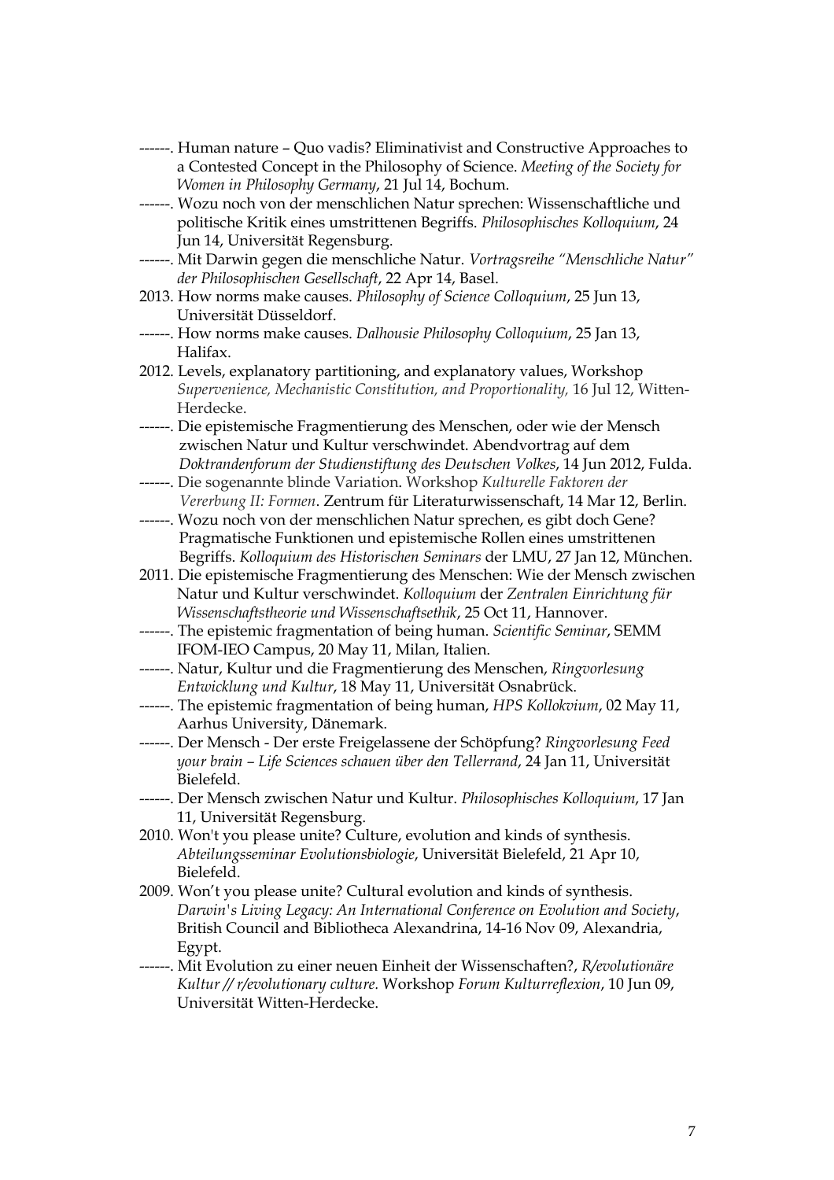------. Human nature – Quo vadis? Eliminativist and Constructive Approaches to a Contested Concept in the Philosophy of Science. *Meeting of the Society for Women in Philosophy Germany*, 21 Jul 14, Bochum.

------. Wozu noch von der menschlichen Natur sprechen: Wissenschaftliche und politische Kritik eines umstrittenen Begriffs. *Philosophisches Kolloquium*, 24 Jun 14, Universität Regensburg.

------. Mit Darwin gegen die menschliche Natur. *Vortragsreihe "Menschliche Natur" der Philosophischen Gesellschaft*, 22 Apr 14, Basel.

2013. How norms make causes. *Philosophy of Science Colloquium*, 25 Jun 13, Universität Düsseldorf.

------. How norms make causes. *Dalhousie Philosophy Colloquium*, 25 Jan 13, Halifax.

2012. Levels, explanatory partitioning, and explanatory values, Workshop *Supervenience, Mechanistic Constitution, and Proportionality,* 16 Jul 12, Witten-Herdecke.

------. Die epistemische Fragmentierung des Menschen, oder wie der Mensch zwischen Natur und Kultur verschwindet. Abendvortrag auf dem *Doktrandenforum der Studienstiftung des Deutschen Volkes*, 14 Jun 2012, Fulda.

------. Die sogenannte blinde Variation. Workshop *Kulturelle Faktoren der Vererbung II: Formen*. Zentrum für Literaturwissenschaft, 14 Mar 12, Berlin.

------. Wozu noch von der menschlichen Natur sprechen, es gibt doch Gene? Pragmatische Funktionen und epistemische Rollen eines umstrittenen Begriffs. *Kolloquium des Historischen Seminars* der LMU, 27 Jan 12, München.

2011. Die epistemische Fragmentierung des Menschen: Wie der Mensch zwischen Natur und Kultur verschwindet. *Kolloquium* der *Zentralen Einrichtung für Wissenschaftstheorie und Wissenschaftsethik*, 25 Oct 11, Hannover.

------. The epistemic fragmentation of being human. *Scientific Seminar*, SEMM IFOM-IEO Campus, 20 May 11, Milan, Italien.

------. Natur, Kultur und die Fragmentierung des Menschen, *Ringvorlesung Entwicklung und Kultur*, 18 May 11, Universität Osnabrück.

------. The epistemic fragmentation of being human, *HPS Kollokvium*, 02 May 11, Aarhus University, Dänemark.

------. Der Mensch - Der erste Freigelassene der Schöpfung? *Ringvorlesung Feed your brain – Life Sciences schauen über den Tellerrand*, 24 Jan 11, Universität Bielefeld.

------. Der Mensch zwischen Natur und Kultur. *Philosophisches Kolloquium*, 17 Jan 11, Universität Regensburg.

2010. Won't you please unite? Culture, evolution and kinds of synthesis. *Abteilungsseminar Evolutionsbiologie*, Universität Bielefeld, 21 Apr 10, Bielefeld.

2009. Won't you please unite? Cultural evolution and kinds of synthesis. *Darwin's Living Legacy: An International Conference on Evolution and Society*, British Council and Bibliotheca Alexandrina, 14-16 Nov 09, Alexandria, Egypt.

------. Mit Evolution zu einer neuen Einheit der Wissenschaften?, *R/evolutionäre Kultur // r/evolutionary culture.* Workshop *Forum Kulturreflexion*, 10 Jun 09, Universität Witten-Herdecke.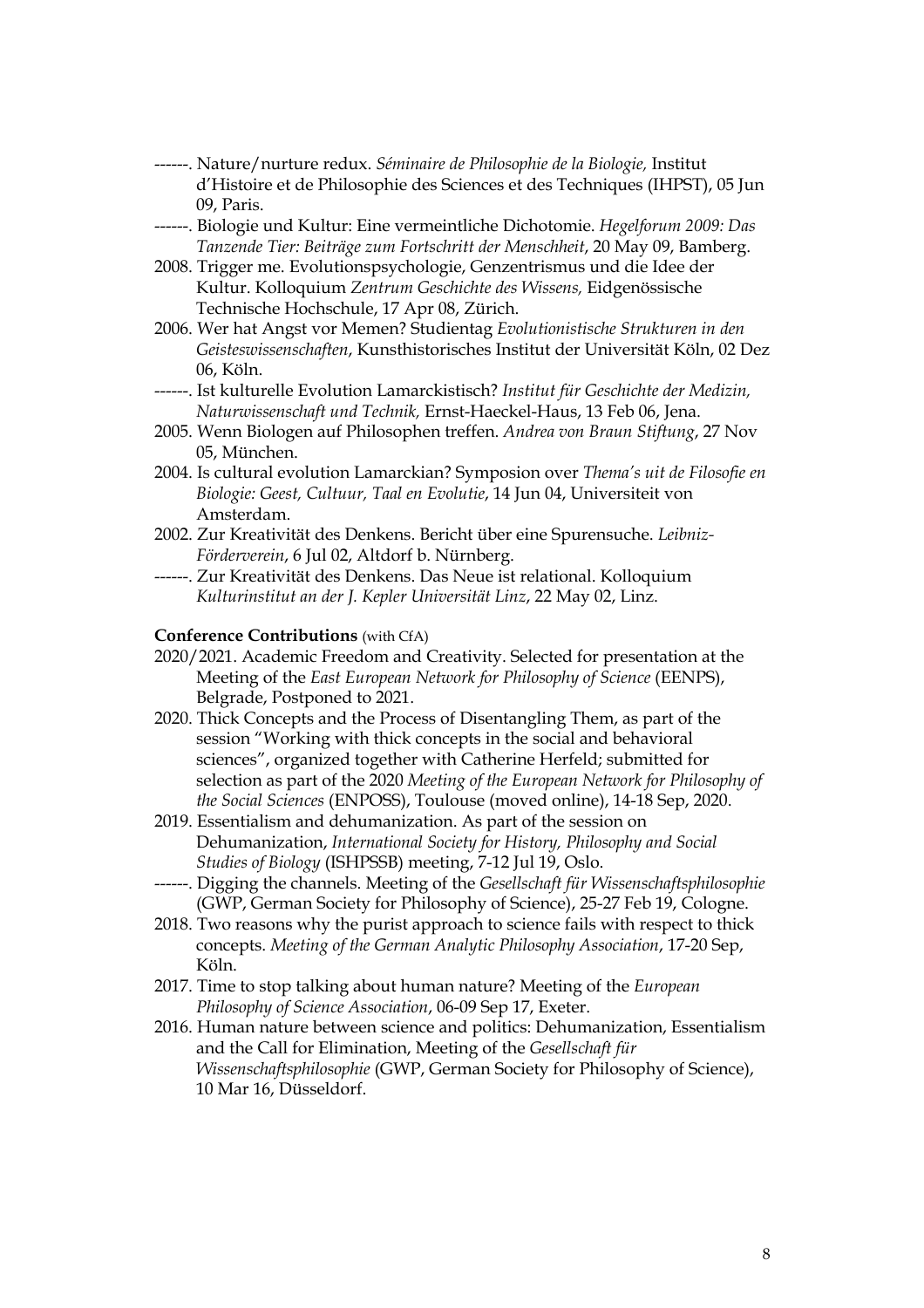------. Nature/nurture redux. *Séminaire de Philosophie de la Biologie,* Institut d'Histoire et de Philosophie des Sciences et des Techniques (IHPST), 05 Jun 09, Paris.

------. Biologie und Kultur: Eine vermeintliche Dichotomie. *Hegelforum 2009: Das Tanzende Tier: Beiträge zum Fortschritt der Menschheit*, 20 May 09, Bamberg.

2008. Trigger me. Evolutionspsychologie, Genzentrismus und die Idee der Kultur. Kolloquium *Zentrum Geschichte des Wissens,* Eidgenössische Technische Hochschule, 17 Apr 08, Zürich.

2006. Wer hat Angst vor Memen? Studientag *Evolutionistische Strukturen in den Geisteswissenschaften*, Kunsthistorisches Institut der Universität Köln, 02 Dez 06, Köln.

------. Ist kulturelle Evolution Lamarckistisch? *Institut für Geschichte der Medizin, Naturwissenschaft und Technik,* Ernst-Haeckel-Haus, 13 Feb 06, Jena.

2005. Wenn Biologen auf Philosophen treffen. *Andrea von Braun Stiftung,* 27 Nov 05, München.

2004. Is cultural evolution Lamarckian? Symposion over *Thema's uit de Filosofie en Biologie: Geest, Cultuur, Taal en Evolutie*, 14 Jun 04, Universiteit von Amsterdam.

2002. Zur Kreativität des Denkens. Bericht über eine Spurensuche. *Leibniz-Förderverein*, 6 Jul 02, Altdorf b. Nürnberg.

------. Zur Kreativität des Denkens. Das Neue ist relational. Kolloquium *Kulturinstitut an der J. Kepler Universität Linz*, 22 May 02, Linz.

**Conference Contributions** (with CfA)

2020/2021. Academic Freedom and Creativity. Selected for presentation at the Meeting of the *East European Network for Philosophy of Science* (EENPS), Belgrade, Postponed to 2021.

2020. Thick Concepts and the Process of Disentangling Them, as part of the session "Working with thick concepts in the social and behavioral sciences", organized together with Catherine Herfeld; submitted for selection as part of the 2020 *Meeting of the European Network for Philosophy of the Social Sciences* (ENPOSS), Toulouse (moved online), 14-18 Sep, 2020.

2019. Essentialism and dehumanization. As part of the session on Dehumanization, *International Society for History, Philosophy and Social Studies of Biology* (ISHPSSB) meeting, 7-12 Jul 19, Oslo.

------. Digging the channels. Meeting of the *Gesellschaft für Wissenschaftsphilosophie* (GWP, German Society for Philosophy of Science), 25-27 Feb 19, Cologne.

2018. Two reasons why the purist approach to science fails with respect to thick concepts. *Meeting of the German Analytic Philosophy Association*, 17-20 Sep, Köln.

2017. Time to stop talking about human nature? Meeting of the *European Philosophy of Science Association*, 06-09 Sep 17, Exeter.

2016. Human nature between science and politics: Dehumanization, Essentialism and the Call for Elimination, Meeting of the *Gesellschaft für Wissenschaftsphilosophie* (GWP, German Society for Philosophy of Science), 10 Mar 16, Düsseldorf.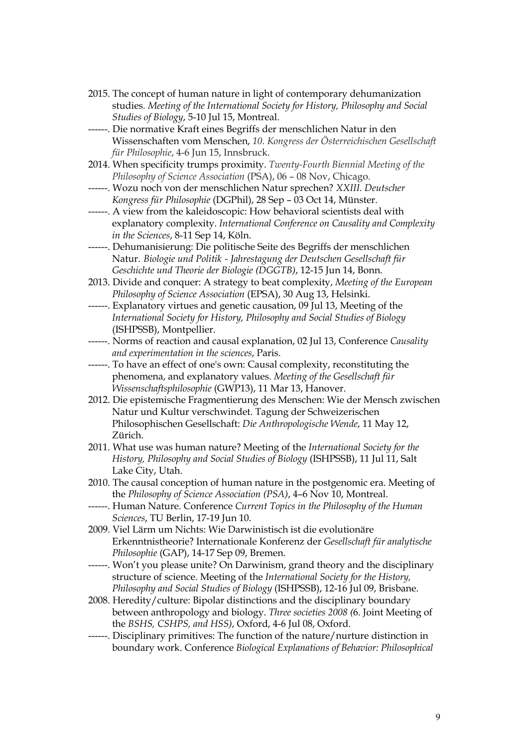2015. The concept of human nature in light of contemporary dehumanization studies. *Meeting of the International Society for History, Philosophy and Social Studies of Biology*, 5-10 Jul 15, Montreal.

------. Die normative Kraft eines Begriffs der menschlichen Natur in den Wissenschaften vom Menschen, *10. Kongress der Österreichischen Gesellschaft für Philosophie*, 4-6 Jun 15, Innsbruck.

2014. When specificity trumps proximity. *Twenty-Fourth Biennial Meeting of the Philosophy of Science Association* (PSA), 06 – 08 Nov, Chicago.

------. Wozu noch von der menschlichen Natur sprechen? *XXIII. Deutscher Kongress für Philosophie* (DGPhil), 28 Sep – 03 Oct 14, Münster.

------. A view from the kaleidoscopic: How behavioral scientists deal with explanatory complexity. *International Conference on Causality and Complexity in the Sciences*, 8-11 Sep 14, Köln.

------. Dehumanisierung: Die politische Seite des Begriffs der menschlichen Natur. *Biologie und Politik - Jahrestagung der Deutschen Gesellschaft für Geschichte und Theorie der Biologie (DGGTB)*, 12-15 Jun 14, Bonn.

2013. Divide and conquer: A strategy to beat complexity, *Meeting of the European Philosophy of Science Association* (EPSA), 30 Aug 13, Helsinki.

------. Explanatory virtues and genetic causation, 09 Jul 13, Meeting of the *International Society for History, Philosophy and Social Studies of Biology* (ISHPSSB), Montpellier.

------. Norms of reaction and causal explanation, 02 Jul 13, Conference *Causality and experimentation in the sciences*, Paris.

------. To have an effect of one's own: Causal complexity, reconstituting the phenomena, and explanatory values. *Meeting of the Gesellschaft für Wissenschaftsphilosophie* (GWP13), 11 Mar 13, Hanover.

2012. Die epistemische Fragmentierung des Menschen: Wie der Mensch zwischen Natur und Kultur verschwindet. Tagung der Schweizerischen Philosophischen Gesellschaft: *Die Anthropologische Wende*, 11 May 12, Zürich.

2011. What use was human nature? Meeting of the *International Society for the History, Philosophy and Social Studies of Biology* (ISHPSSB), 11 Jul 11, Salt Lake City, Utah.

2010. The causal conception of human nature in the postgenomic era. Meeting of the *Philosophy of Science Association (PSA)*, 4–6 Nov 10, Montreal.

------. Human Nature. Conference *Current Topics in the Philosophy of the Human Sciences*, TU Berlin, 17-19 Jun 10.

2009. Viel Lärm um Nichts: Wie Darwinistisch ist die evolutionäre Erkenntnistheorie? Internationale Konferenz der *Gesellschaft für analytische Philosophie* (GAP), 14-17 Sep 09, Bremen.

------. Won't you please unite? On Darwinism, grand theory and the disciplinary structure of science. Meeting of the *International Society for the History, Philosophy and Social Studies of Biology* (ISHPSSB), 12-16 Jul 09, Brisbane.

2008. Heredity/culture: Bipolar distinctions and the disciplinary boundary between anthropology and biology. *Three societies 2008 (*6. Joint Meeting of the *BSHS, CSHPS, and HSS)*, Oxford, 4-6 Jul 08, Oxford.

------. Disciplinary primitives: The function of the nature/nurture distinction in boundary work. Conference *Biological Explanations of Behavior: Philosophical*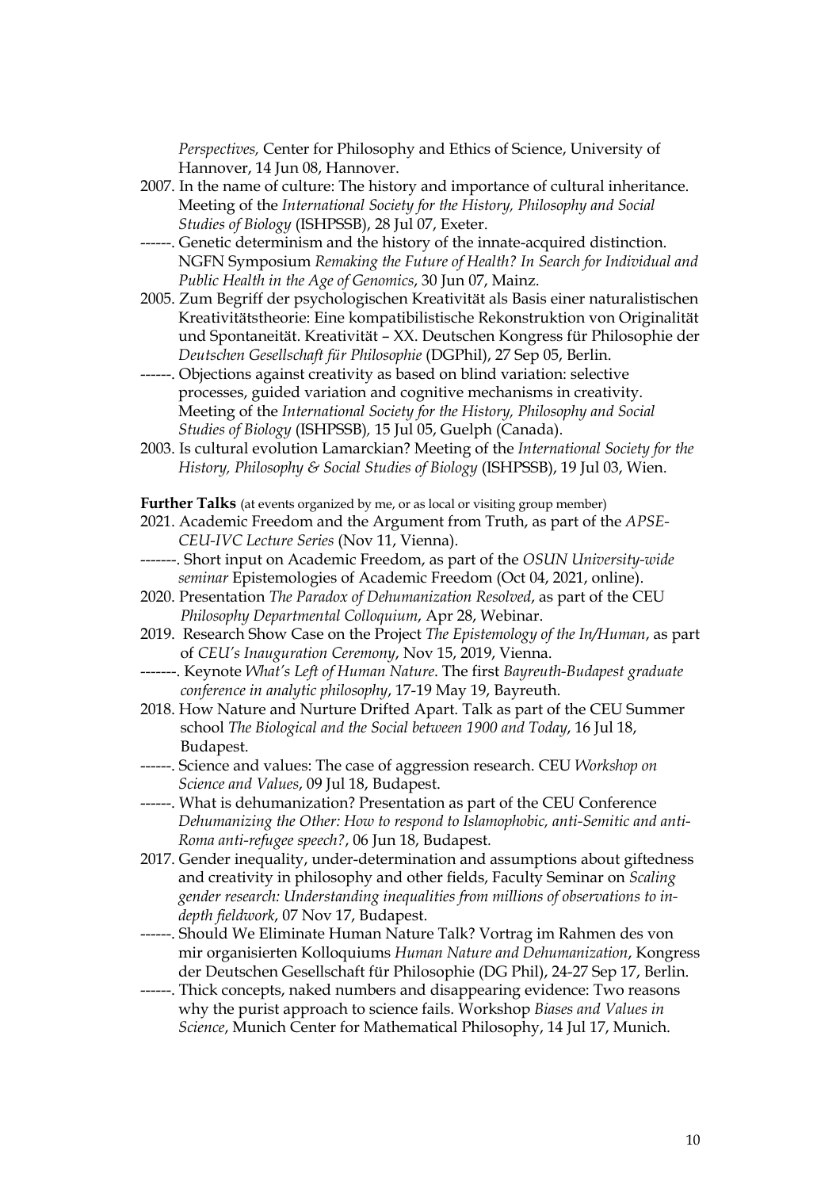*Perspectives,* Center for Philosophy and Ethics of Science, University of Hannover, 14 Jun 08, Hannover.

2007. In the name of culture: The history and importance of cultural inheritance. Meeting of the *International Society for the History, Philosophy and Social Studies of Biology* (ISHPSSB), 28 Jul 07, Exeter.

------. Genetic determinism and the history of the innate-acquired distinction. NGFN Symposium *Remaking the Future of Health? In Search for Individual and Public Health in the Age of Genomics*, 30 Jun 07, Mainz.

2005. Zum Begriff der psychologischen Kreativität als Basis einer naturalistischen Kreativitätstheorie: Eine kompatibilistische Rekonstruktion von Originalität und Spontaneität. Kreativität – XX. Deutschen Kongress für Philosophie der *Deutschen Gesellschaft für Philosophie* (DGPhil), 27 Sep 05, Berlin.

------. Objections against creativity as based on blind variation: selective processes, guided variation and cognitive mechanisms in creativity. Meeting of the *International Society for the History, Philosophy and Social Studies of Biology* (ISHPSSB), 15 Jul 05, Guelph (Canada).

2003. Is cultural evolution Lamarckian? Meeting of the *International Society for the History, Philosophy & Social Studies of Biology* (ISHPSSB), 19 Jul 03, Wien.

**Further Talks** (at events organized by me, or as local or visiting group member)

2021. Academic Freedom and the Argument from Truth, as part of the *APSE-CEU-IVC Lecture Series* (Nov 11, Vienna).

-------. Short input on Academic Freedom, as part of the *OSUN University-wide seminar* Epistemologies of Academic Freedom (Oct 04, 2021, online).

2020. Presentation *The Paradox of Dehumanization Resolved*, as part of the CEU *Philosophy Departmental Colloquium*, Apr 28, Webinar.

2019. Research Show Case on the Project *The Epistemology of the In/Human*, as part of *CEU's Inauguration Ceremony*, Nov 15, 2019, Vienna.

-------. Keynote *What's Left of Human Nature*. The first *Bayreuth-Budapest graduate conference in analytic philosophy*, 17-19 May 19, Bayreuth.

2018. How Nature and Nurture Drifted Apart. Talk as part of the CEU Summer school *The Biological and the Social between 1900 and Today*, 16 Jul 18, Budapest.

------. Science and values: The case of aggression research. CEU *Workshop on Science and Values*, 09 Jul 18, Budapest.

------. What is dehumanization? Presentation as part of the CEU Conference *Dehumanizing the Other: How to respond to Islamophobic, anti-Semitic and anti-Roma anti-refugee speech?*, 06 Jun 18, Budapest.

2017. Gender inequality, under-determination and assumptions about giftedness and creativity in philosophy and other fields, Faculty Seminar on *Scaling gender research: Understanding inequalities from millions of observations to in-depth fieldwork*, 07 Nov 17, Budapest.

------. Should We Eliminate Human Nature Talk? Vortrag im Rahmen des von mir organisierten Kolloquiums *Human Nature and Dehumanization*, Kongress der Deutschen Gesellschaft für Philosophie (DG Phil), 24-27 Sep 17, Berlin.

------. Thick concepts, naked numbers and disappearing evidence: Two reasons why the purist approach to science fails. Workshop *Biases and Values in Science*, Munich Center for Mathematical Philosophy, 14 Jul 17, Munich.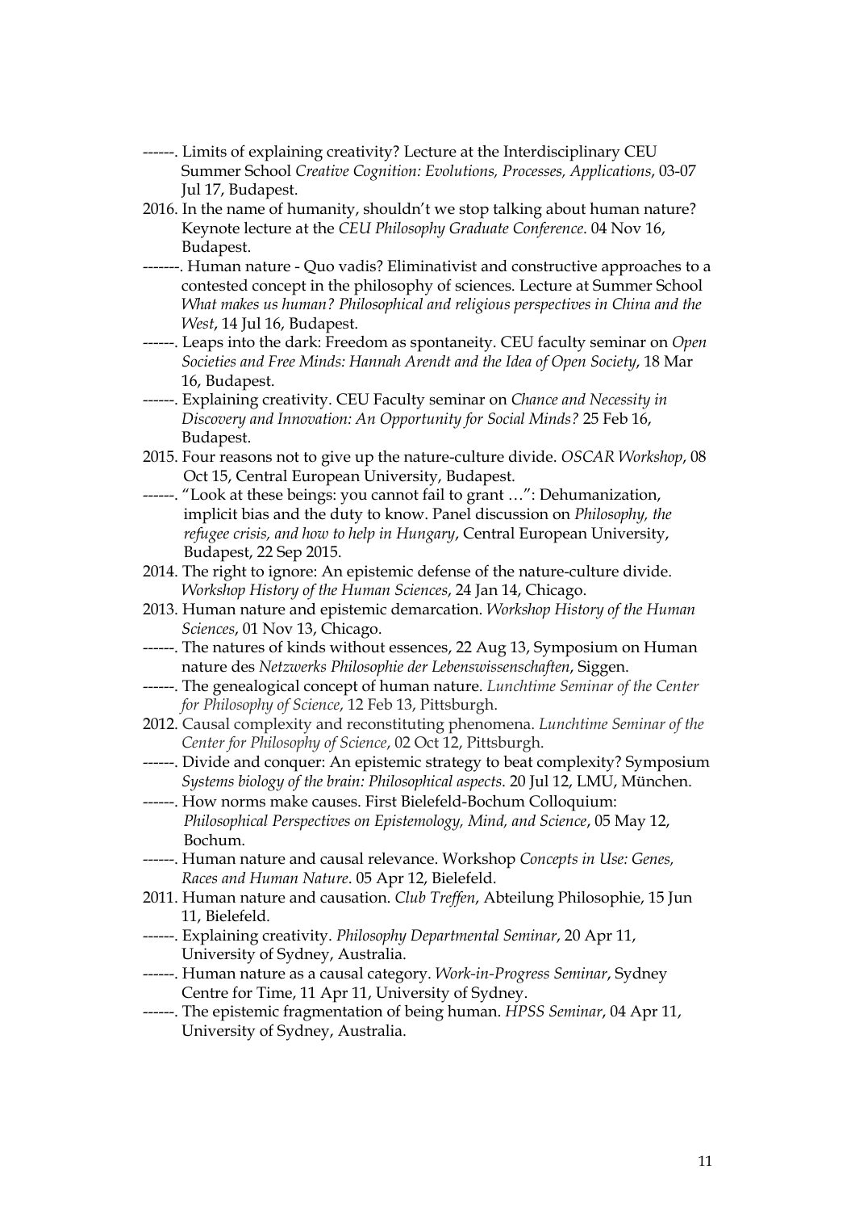------. Limits of explaining creativity? Lecture at the Interdisciplinary CEU Summer School *Creative Cognition: Evolutions, Processes, Applications*, 03-07 Jul 17, Budapest.

2016. In the name of humanity, shouldn't we stop talking about human nature? Keynote lecture at the *CEU Philosophy Graduate Conference*. 04 Nov 16, Budapest.

-------. Human nature - Quo vadis? Eliminativist and constructive approaches to a contested concept in the philosophy of sciences. Lecture at Summer School *What makes us human? Philosophical and religious perspectives in China and the West*, 14 Jul 16, Budapest.

------. Leaps into the dark: Freedom as spontaneity. CEU faculty seminar on *Open Societies and Free Minds: Hannah Arendt and the Idea of Open Society*, 18 Mar 16, Budapest.

------. Explaining creativity. CEU Faculty seminar on *Chance and Necessity in Discovery and Innovation: An Opportunity for Social Minds?* 25 Feb 16, Budapest.

2015. Four reasons not to give up the nature-culture divide. *OSCAR Workshop*, 08 Oct 15, Central European University, Budapest.

------. "Look at these beings: you cannot fail to grant …": Dehumanization, implicit bias and the duty to know. Panel discussion on *Philosophy, the refugee crisis, and how to help in Hungary*, Central European University, Budapest, 22 Sep 2015.

2014. The right to ignore: An epistemic defense of the nature-culture divide. *Workshop History of the Human Sciences*, 24 Jan 14, Chicago.

2013. Human nature and epistemic demarcation. *Workshop History of the Human Sciences*, 01 Nov 13, Chicago.

------. The natures of kinds without essences, 22 Aug 13, Symposium on Human nature des *Netzwerks Philosophie der Lebenswissenschaften*, Siggen.

------. The genealogical concept of human nature. *Lunchtime Seminar of the Center for Philosophy of Science*, 12 Feb 13, Pittsburgh.

2012. Causal complexity and reconstituting phenomena. *Lunchtime Seminar of the Center for Philosophy of Science*, 02 Oct 12, Pittsburgh.

------. Divide and conquer: An epistemic strategy to beat complexity? Symposium *Systems biology of the brain: Philosophical aspects*. 20 Jul 12, LMU, München.

------. How norms make causes. First Bielefeld-Bochum Colloquium: *Philosophical Perspectives on Epistemology, Mind, and Science*, 05 May 12, Bochum.

------. Human nature and causal relevance. Workshop *Concepts in Use: Genes, Races and Human Nature*. 05 Apr 12, Bielefeld.

2011. Human nature and causation. *Club Treffen*, Abteilung Philosophie, 15 Jun 11, Bielefeld.

------. Explaining creativity. *Philosophy Departmental Seminar*, 20 Apr 11, University of Sydney, Australia.

------. Human nature as a causal category. *Work-in-Progress Seminar*, Sydney Centre for Time, 11 Apr 11, University of Sydney.

------. The epistemic fragmentation of being human. *HPSS Seminar*, 04 Apr 11, University of Sydney, Australia.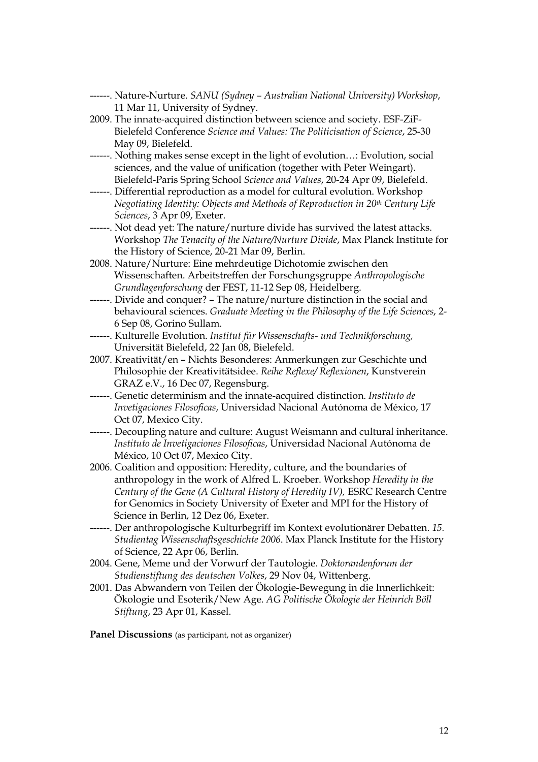------. Nature-Nurture. *SANU (Sydney – Australian National University) Workshop*, 11 Mar 11, University of Sydney.

2009. The innate-acquired distinction between science and society. ESF-ZiF-Bielefeld Conference *Science and Values: The Politicisation of Science*, 25-30 May 09, Bielefeld.

------. Nothing makes sense except in the light of evolution…: Evolution, social sciences, and the value of unification (together with Peter Weingart). Bielefeld-Paris Spring School *Science and Values*, 20-24 Apr 09, Bielefeld.

------. Differential reproduction as a model for cultural evolution. Workshop *Negotiating Identity: Objects and Methods of Reproduction in 20th Century Life Sciences*, 3 Apr 09, Exeter.

------. Not dead yet: The nature/nurture divide has survived the latest attacks. Workshop *The Tenacity of the Nature/Nurture Divide*, Max Planck Institute for the History of Science, 20-21 Mar 09, Berlin.

2008. Nature/Nurture: Eine mehrdeutige Dichotomie zwischen den Wissenschaften. Arbeitstreffen der Forschungsgruppe *Anthropologische Grundlagenforschung* der FEST, 11-12 Sep 08, Heidelberg.

------. Divide and conquer? – The nature/nurture distinction in the social and behavioural sciences. *Graduate Meeting in the Philosophy of the Life Sciences*, 2-6 Sep 08, Gorino Sullam.

------. Kulturelle Evolution. *Institut für Wissenschafts- und Technikforschung,* Universität Bielefeld, 22 Jan 08, Bielefeld.

2007. Kreativität/en – Nichts Besonderes: Anmerkungen zur Geschichte und Philosophie der Kreativitätsidee. *Reihe Reflexe/ Reflexionen*, Kunstverein GRAZ e.V., 16 Dec 07, Regensburg.

------. Genetic determinism and the innate-acquired distinction. *Instituto de Invetigaciones Filosoficas*, Universidad Nacional Autónoma de México, 17 Oct 07, Mexico City.

------. Decoupling nature and culture: August Weismann and cultural inheritance. *Instituto de Invetigaciones Filosoficas*, Universidad Nacional Autónoma de México, 10 Oct 07, Mexico City.

2006. Coalition and opposition: Heredity, culture, and the boundaries of anthropology in the work of Alfred L. Kroeber. Workshop *Heredity in the Century of the Gene (A Cultural History of Heredity IV),* ESRC Research Centre for Genomics in Society University of Exeter and MPI for the History of Science in Berlin, 12 Dez 06, Exeter.

------. Der anthropologische Kulturbegriff im Kontext evolutionärer Debatten. *15. Studientag Wissenschaftsgeschichte 2006*. Max Planck Institute for the History of Science, 22 Apr 06, Berlin.

2004. Gene, Meme und der Vorwurf der Tautologie. *Doktorandenforum der Studienstiftung des deutschen Volkes*, 29 Nov 04, Wittenberg.

2001. Das Abwandern von Teilen der Ökologie-Bewegung in die Innerlichkeit: Ökologie und Esoterik/New Age. *AG Politische Ökologie der Heinrich Böll Stiftung*, 23 Apr 01, Kassel.

**Panel Discussions** (as participant, not as organizer)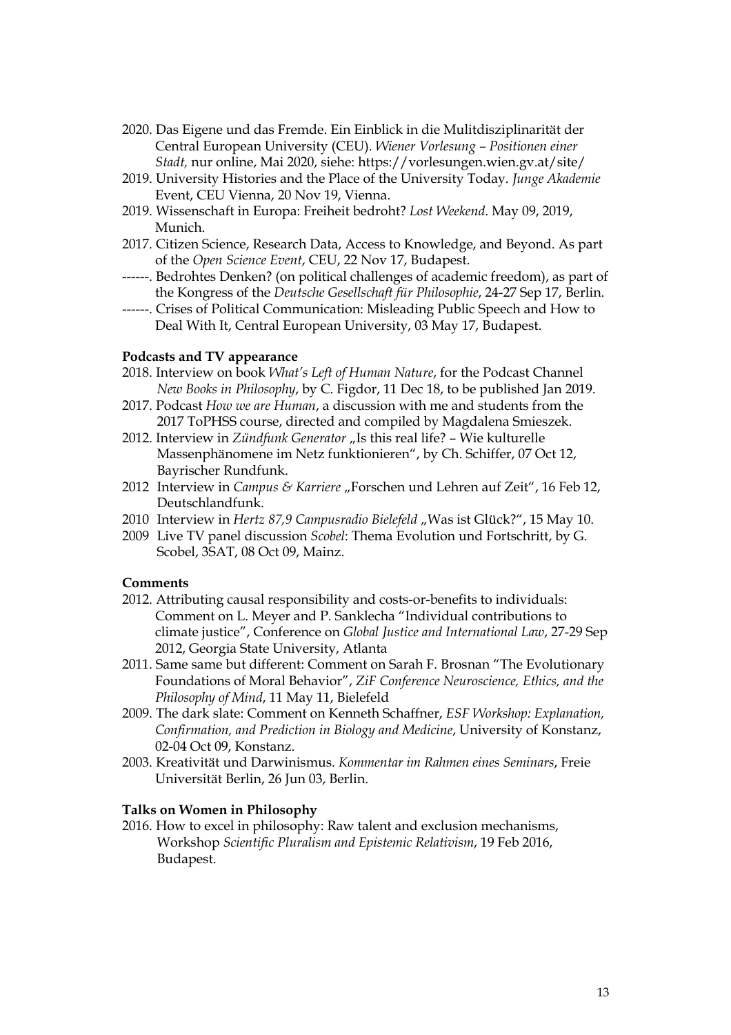2020. Das Eigene und das Fremde. Ein Einblick in die Mulitdisziplinarität der Central European University (CEU). *Wiener Vorlesung – Positionen einer Stadt,* nur online, Mai 2020, siehe: https://vorlesungen.wien.gv.at/site/

2019. University Histories and the Place of the University Today. *Junge Akademie* Event, CEU Vienna, 20 Nov 19, Vienna.

2019. Wissenschaft in Europa: Freiheit bedroht? *Lost Weekend*. May 09, 2019, Munich.

2017. Citizen Science, Research Data, Access to Knowledge, and Beyond. As part of the *Open Science Event*, CEU, 22 Nov 17, Budapest.

------. Bedrohtes Denken? (on political challenges of academic freedom), as part of the Kongress of the *Deutsche Gesellschaft für Philosophie*, 24-27 Sep 17, Berlin.

------. Crises of Political Communication: Misleading Public Speech and How to Deal With It, Central European University, 03 May 17, Budapest.

**Podcasts and TV appearance**

2018. Interview on book *What's Left of Human Nature*, for the Podcast Channel *New Books in Philosophy*, by C. Figdor, 11 Dec 18, to be published Jan 2019.

2017. Podcast *How we are Human*, a discussion with me and students from the 2017 ToPHSS course, directed and compiled by Magdalena Smieszek.

2012. Interview in *Zündfunk Generator* „Is this real life? – Wie kulturelle Massenphänomene im Netz funktionieren", by Ch. Schiffer, 07 Oct 12, Bayrischer Rundfunk.

2012 Interview in *Campus & Karriere* „Forschen und Lehren auf Zeit", 16 Feb 12, Deutschlandfunk.

2010 Interview in *Hertz 87,9 Campusradio Bielefeld* „Was ist Glück?", 15 May 10.

2009 Live TV panel discussion *Scobel*: Thema Evolution und Fortschritt, by G. Scobel, 3SAT, 08 Oct 09, Mainz.

**Comments**

2012. Attributing causal responsibility and costs-or-benefits to individuals: Comment on L. Meyer and P. Sanklecha "Individual contributions to climate justice", Conference on *Global Justice and International Law*, 27-29 Sep 2012, Georgia State University, Atlanta

2011. Same same but different: Comment on Sarah F. Brosnan "The Evolutionary Foundations of Moral Behavior", *ZiF Conference Neuroscience, Ethics, and the Philosophy of Mind*, 11 May 11, Bielefeld

2009. The dark slate: Comment on Kenneth Schaffner, *ESF Workshop: Explanation, Confirmation, and Prediction in Biology and Medicine*, University of Konstanz, 02-04 Oct 09, Konstanz.

2003. Kreativität und Darwinismus. *Kommentar im Rahmen eines Seminars*, Freie Universität Berlin, 26 Jun 03, Berlin.

**Talks on Women in Philosophy**

2016. How to excel in philosophy: Raw talent and exclusion mechanisms, Workshop *Scientific Pluralism and Epistemic Relativism*, 19 Feb 2016, Budapest.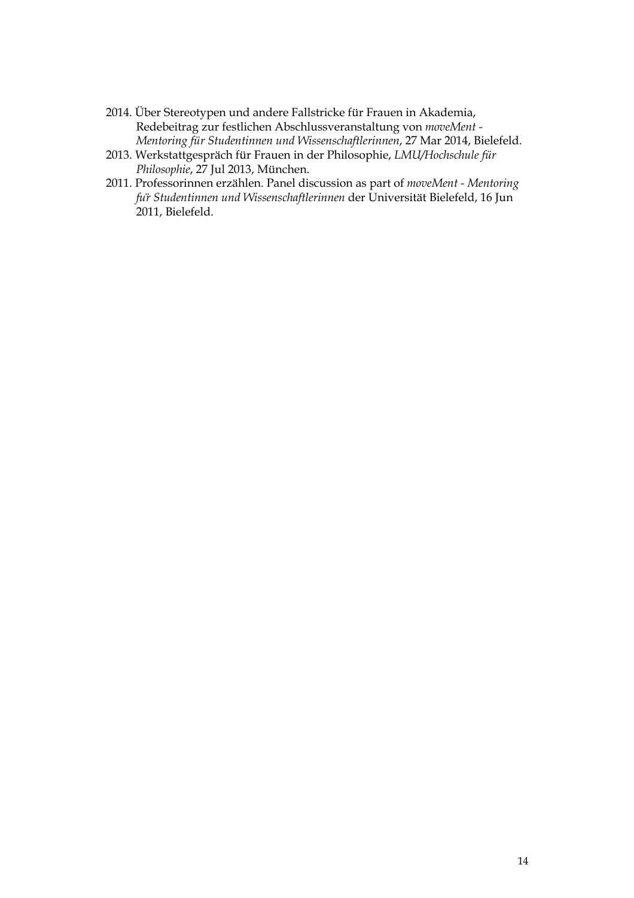2014. Über Stereotypen und andere Fallstricke für Frauen in Akademia, Redebeitrag zur festlichen Abschlussveranstaltung von *moveMent - Mentoring für Studentinnen und Wissenschaftlerinnen*, 27 Mar 2014, Bielefeld.

2013. Werkstattgespräch für Frauen in der Philosophie, *LMU/Hochschule für Philosophie*, 27 Jul 2013, München.

2011. Professorinnen erzählen. Panel discussion as part of *moveMent - Mentoring für Studentinnen und Wissenschaftlerinnen* der Universität Bielefeld, 16 Jun 2011, Bielefeld.